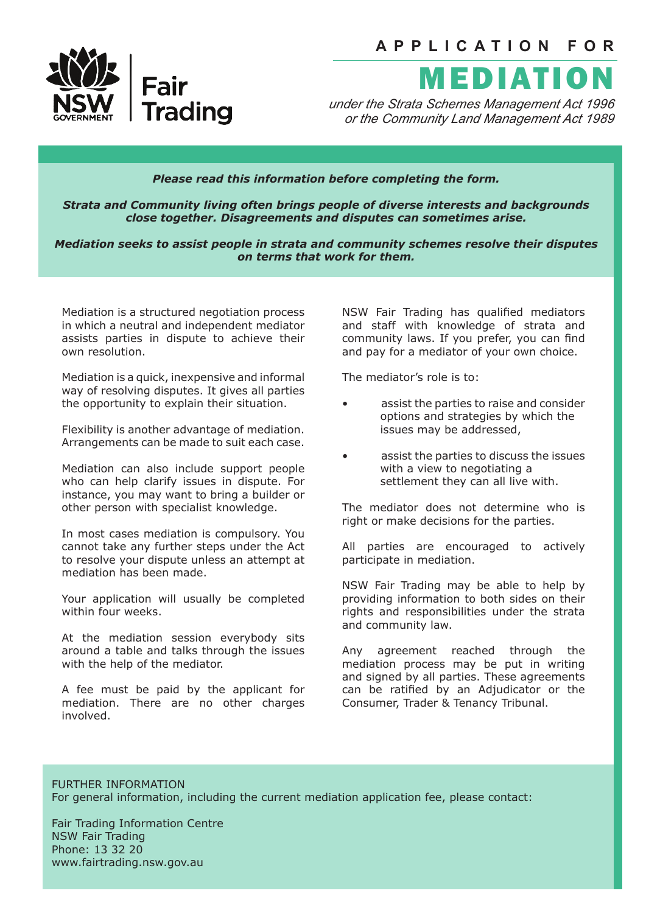NSW GOVERNMENT | Fair Trading

# APPLICATION FOR MEDIATION

*under the Strata Schemes Management Act 1996 or the Community Land Management Act 1989*

***Please read this information before completing the form.***

***Strata and Community living often brings people of diverse interests and backgrounds close together. Disagreements and disputes can sometimes arise.***

***Mediation seeks to assist people in strata and community schemes resolve their disputes on terms that work for them.***

Mediation is a structured negotiation process in which a neutral and independent mediator assists parties in dispute to achieve their own resolution.

Mediation is a quick, inexpensive and informal way of resolving disputes. It gives all parties the opportunity to explain their situation.

Flexibility is another advantage of mediation. Arrangements can be made to suit each case.

Mediation can also include support people who can help clarify issues in dispute. For instance, you may want to bring a builder or other person with specialist knowledge.

In most cases mediation is compulsory. You cannot take any further steps under the Act to resolve your dispute unless an attempt at mediation has been made.

Your application will usually be completed within four weeks.

At the mediation session everybody sits around a table and talks through the issues with the help of the mediator.

A fee must be paid by the applicant for mediation. There are no other charges involved.

NSW Fair Trading has qualified mediators and staff with knowledge of strata and community laws. If you prefer, you can find and pay for a mediator of your own choice.

The mediator's role is to:

- assist the parties to raise and consider options and strategies by which the issues may be addressed,
- assist the parties to discuss the issues with a view to negotiating a settlement they can all live with.

The mediator does not determine who is right or make decisions for the parties.

All parties are encouraged to actively participate in mediation.

NSW Fair Trading may be able to help by providing information to both sides on their rights and responsibilities under the strata and community law.

Any agreement reached through the mediation process may be put in writing and signed by all parties. These agreements can be ratified by an Adjudicator or the Consumer, Trader & Tenancy Tribunal.

FURTHER INFORMATION
For general information, including the current mediation application fee, please contact:

Fair Trading Information Centre
NSW Fair Trading
Phone: 13 32 20
www.fairtrading.nsw.gov.au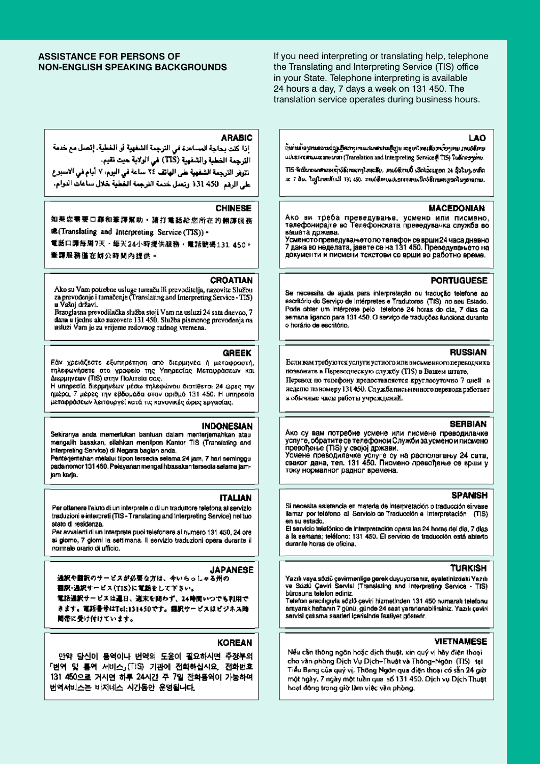## ASSISTANCE FOR PERSONS OF NON-ENGLISH SPEAKING BACKGROUNDS

If you need interpreting or translating help, telephone the Translating and Interpreting Service (TIS) office in your State. Telephone interpreting is available 24 hours a day, 7 days a week on 131 450. The translation service operates during business hours.

### ARABIC

إذا كنت بحاجة للمساعدة في الترجمة الشفهية أو الخطية، إتصل مع خدمة الترجمة الخطية والشفهية (TIS) في الولاية حيث تقيم.
تتوفر الترجمة الشفهية على الهاتف ٢٤ ساعة في اليوم، ٧ أيام في الاسبوع على الرقم 450 131 وتعمل خدمة الترجمة الخطية خلال ساعات الدوام.

### CHINESE

如果您需要口譯和筆譯幫助，請打電話給您所在的翻譯服務處(Translating and Interpreting Service (TIS))。
電話口譯每周7天、每天24小時提供服務，電話號碼131 450。
筆譯服務僅在辦公時間內提供。

### CROATIAN

Ako su Vam potrebne usluge tumača ili prevoditelja, nazovite Službu za prevođenje i tumačenje (Translating and Interpreting Service - TIS) u Vašoj državi.
Brzoglasna prevodilačka služba stoji Vam na usluzi 24 sata dnevno, 7 dana u tjednu ako nazovete 131 450. Služba pismenog prevođenja na usluzi Vam je za vrijeme redovnog radnog vremena.

### GREEK

Εάν χρειάζεστε εξυπηρέτηση από διερμηνέα ή μεταφραστή, τηλεφωνήσετε στο γραφείο της Υπηρεσίας Μεταφράσεων και Διερμηνέων (TIS) στην Πολιτεία σας.
Η υπηρεσία διερμηνέων μέσω τηλεφώνου διατίθεται 24 ώρες την ημέρα, 7 μέρες την εβδομάδα στον αριθμό 131 450. Η υπηρεσία μεταφράσεων λειτουργεί κατά τις κανονικές ώρες εργασίας.

### INDONESIAN

Sekiranya anda memerlukan bantuan dalam menterjemahkan atau mengalih bassakan, silahkan menilpon Kantor TIS (Translating and Interpreting Service) di Negara bagian anda.
Penterjemahan melalui tilpon tersedia selama 24 jam, 7 hari seminggu pada nomor 131 450. Pelayanan mengalihbasakan tersedia selama jam-jam kerja.

### ITALIAN

Per ottenere l'aiuto di un interprete o di un traduttore telefona al servizio traduzioni e interpreti (TIS - Translating and Interpreting Service) nel tuo stato di residenza.
Per avvalerti di un interprete puoi telefonare al numero 131 450, 24 ore al giorno, 7 giorni la settimana. Il servizio traduzioni opera durante il normale orario di ufficio.

### JAPANESE

通訳や翻訳のサービスが必要な方は、今いらっしゃる州の翻訳・通訳サービス(TIS)に電話をして下さい。
電話通訳サービスは週日、週末を問わず、24時間いつでも利用できます。電話番号はTel:131450です。翻訳サービスはビジネス時間帯に受け付けています。

### KOREAN

만약 당신이 통역이나 번역의 도움이 필요하시면 주정부의 「번역 및 통역 서비스」(TIS) 기관에 전화하십시요. 전화번호 131 450으로 거시면 하루 24시간 주 7일 전화통역이 가능하며 번역서비스는 비지니스 시간동안 운영됩니다.

### LAO

ຖ້າທ່ານຕ້ອງການຄວາມຊ່ວຍເຫຼືອທາງດ້ານການແປພາສາ ເຊິ່ງຈະເປັນການແປດ້ວຍປາກ ຫຼື ການແປເອກະສານ ກະລຸນາໂທຫາ (Translation and Interpreting Service ຫຼື TIS) ໃນລັດຂອງທ່ານ.
TIS ມີບໍລິການແປພາສາທາງໂທລະສັບ 24 ຊົ່ວໂມງ 7 ວັນ. ໂທໄປທີ່ເບີ 131 450. ການແປເອກະສານເປີດບໍລິການໃນເວລາເຮັດວຽກ.

### MACEDONIAN

Ако ви треба преведување, усмено или писмено, телефонирајте во Телефонската преведувачка служба во вашата држава.
Усменото преведување по телефон се врши 24 часа дневно 7 дана во неделата, јавете се на 131 450. Преведувањето на документи и писмени текстови се врши во работно време.

### PORTUGUESE

Se necessita de ajuda para interpretação ou tradução telefone ao escritório do Serviço de Intérpretes e Tradutores (TIS) no seu Estado. Pode obter um intérprete pelo telefone 24 horas do dia, 7 dias da semana ligando para 131 450. O serviço de traduções funciona durante o horário de escritório.

### RUSSIAN

Если вам требуются услуги устного или письменного переводчика позвоните в Переводческую службу (TIS) в Вашем штате.
Перевод по телефону предоставляется круглосуточно 7 дней в неделю по номеру 131 450. Служба письменного перевода работает в обычные часы работы учреждений.

### SERBIAN

Ако су вам потребне усмене или писмене преводилачке услуге, обратите се телефоном Служби за усмено и писмено превођење (TIS) у својој држави.
Усмене преводилачке услуге су на располагању 24 сата, сваког дана, тел. 131 450. Писмено превођење се врши у току нормалног радног времена.

### SPANISH

Si necesita asistencia en materia de interpretación o traducción sírvase llamar por teléfono al Servicio de Traducción e Interpretación (TIS) en su estado.
El servicio telefónico de interpretación opera las 24 horas del día, 7 días a la semana; teléfono: 131 450. El servicio de traducción está abierto durante horas de oficina.

### TURKISH

Yazılı veya sözlü çevirmenliğe gerek duyuyorsanız, eyaletinizdeki Yazılı ve Sözlü Çeviri Servisi (Translating and Interpreting Service - TIS) bürosuna telefon ediniz.
Telefon aracılığıyla sözlü çeviri hizmetinden 131 450 numaralı telefonu arayarak haftanın 7 günü, günde 24 saat yararlanabilirsiniz. Yazılı çeviri servisi çalışma saatleri içerisinde faaliyet gösterir.

### VIETNAMESE

Nếu cần thông ngôn hoặc dịch thuật, xin quý vị hãy điện thoại cho văn phòng Dịch Vụ Dịch-Thuật và Thông-Ngôn (TIS) tại Tiểu Bang của quý vị. Thông Ngôn qua điện thoại có sẵn 24 giờ một ngày, 7 ngày một tuần qua số 131 450. Dịch vụ Dịch Thuật hoạt động trong giờ làm việc văn phòng.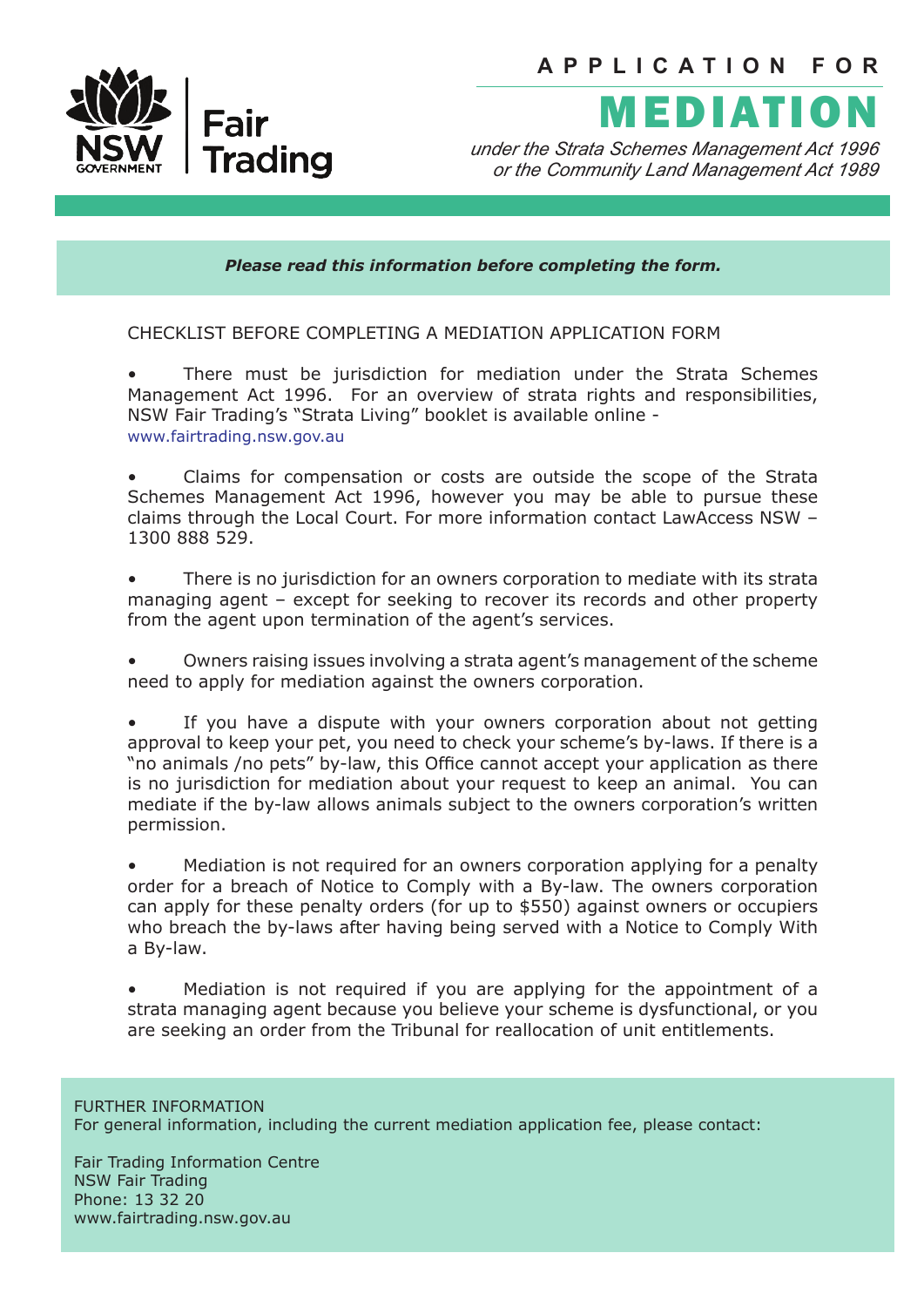NSW Government Fair Trading

# APPLICATION FOR MEDIATION

*under the Strata Schemes Management Act 1996 or the Community Land Management Act 1989*

***Please read this information before completing the form.***

CHECKLIST BEFORE COMPLETING A MEDIATION APPLICATION FORM

- There must be jurisdiction for mediation under the Strata Schemes Management Act 1996. For an overview of strata rights and responsibilities, NSW Fair Trading's "Strata Living" booklet is available online - www.fairtrading.nsw.gov.au

- Claims for compensation or costs are outside the scope of the Strata Schemes Management Act 1996, however you may be able to pursue these claims through the Local Court. For more information contact LawAccess NSW – 1300 888 529.

- There is no jurisdiction for an owners corporation to mediate with its strata managing agent – except for seeking to recover its records and other property from the agent upon termination of the agent's services.

- Owners raising issues involving a strata agent's management of the scheme need to apply for mediation against the owners corporation.

- If you have a dispute with your owners corporation about not getting approval to keep your pet, you need to check your scheme's by-laws. If there is a "no animals /no pets" by-law, this Office cannot accept your application as there is no jurisdiction for mediation about your request to keep an animal. You can mediate if the by-law allows animals subject to the owners corporation's written permission.

- Mediation is not required for an owners corporation applying for a penalty order for a breach of Notice to Comply with a By-law. The owners corporation can apply for these penalty orders (for up to $550) against owners or occupiers who breach the by-laws after having being served with a Notice to Comply With a By-law.

- Mediation is not required if you are applying for the appointment of a strata managing agent because you believe your scheme is dysfunctional, or you are seeking an order from the Tribunal for reallocation of unit entitlements.

FURTHER INFORMATION
For general information, including the current mediation application fee, please contact:

Fair Trading Information Centre
NSW Fair Trading
Phone: 13 32 20
www.fairtrading.nsw.gov.au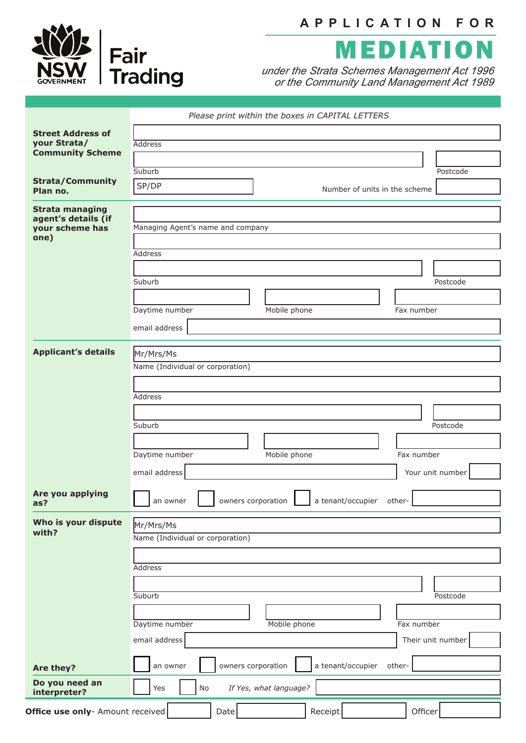NSW GOVERNMENT | Fair Trading

# APPLICATION FOR MEDIATION

*under the Strata Schemes Management Act 1996 or the Community Land Management Act 1989*

*Please print within the boxes in CAPITAL LETTERS*

**Street Address of your Strata/ Community Scheme**

Address

Suburb | Postcode

**Strata/Community Plan no.**

SP/DP | Number of units in the scheme

**Strata managing agent's details (if your scheme has one)**

Managing Agent's name and company

Address

Suburb | Postcode

Daytime number | Mobile phone | Fax number

email address

**Applicant's details**

Mr/Mrs/Ms

Name (Individual or corporation)

Address

Suburb | Postcode

Daytime number | Mobile phone | Fax number

email address | Your unit number

**Are you applying as?**

☐ an owner ☐ owners corporation ☐ a tenant/occupier other-

**Who is your dispute with?**

Mr/Mrs/Ms

Name (Individual or corporation)

Address

Suburb | Postcode

Daytime number | Mobile phone | Fax number

email address | Their unit number

**Are they?**

☐ an owner ☐ owners corporation ☐ a tenant/occupier other-

**Do you need an interpreter?**

☐ Yes ☐ No *If Yes, what language?*

**Office use only**- Amount received | Date | Receipt | Officer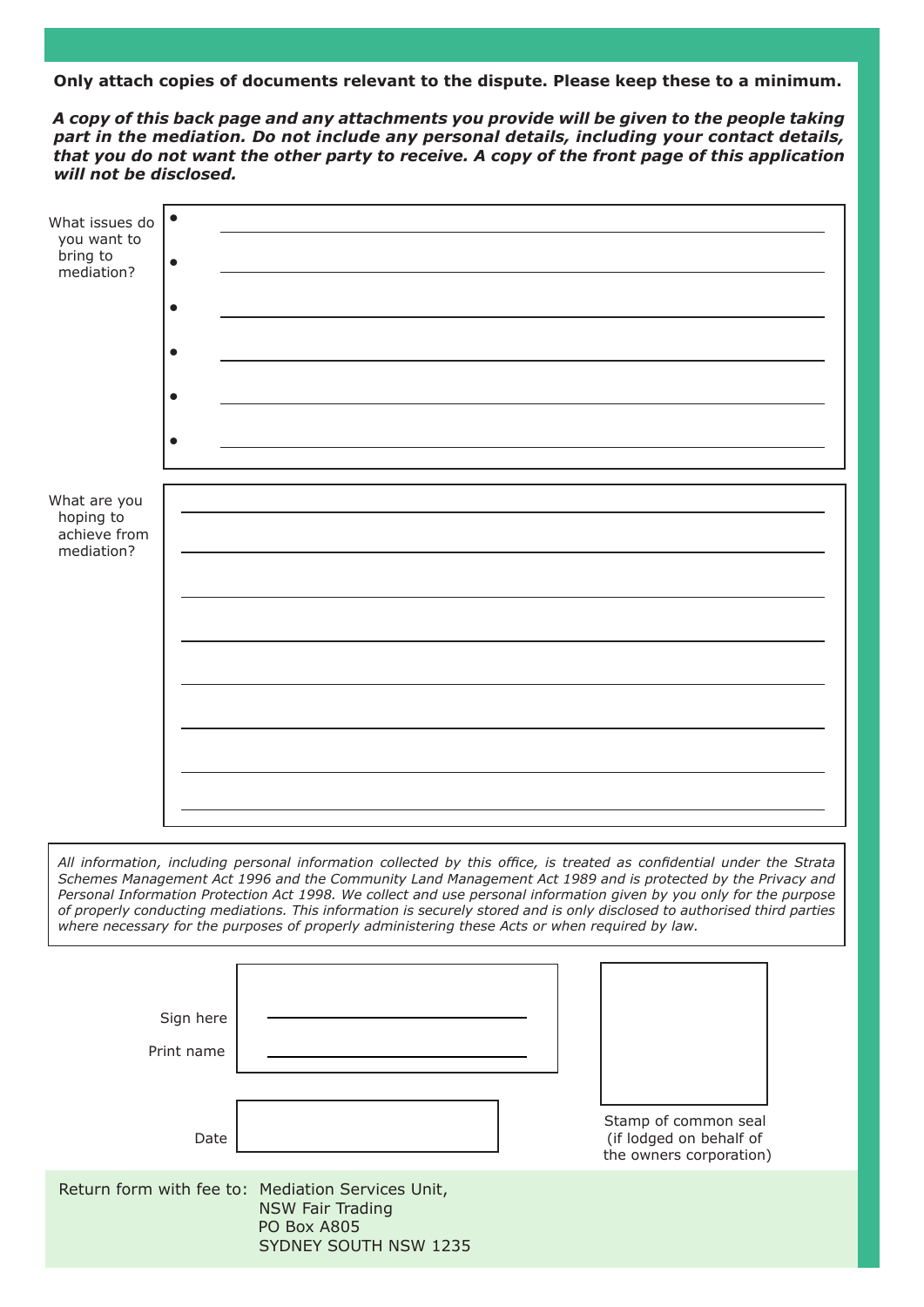**Only attach copies of documents relevant to the dispute. Please keep these to a minimum.**

***A copy of this back page and any attachments you provide will be given to the people taking part in the mediation. Do not include any personal details, including your contact details, that you do not want the other party to receive. A copy of the front page of this application will not be disclosed.***

What issues do you want to bring to mediation?

- 
- 
- 
- 
- 
- 

What are you hoping to achieve from mediation?

*All information, including personal information collected by this office, is treated as confidential under the Strata Schemes Management Act 1996 and the Community Land Management Act 1989 and is protected by the Privacy and Personal Information Protection Act 1998. We collect and use personal information given by you only for the purpose of properly conducting mediations. This information is securely stored and is only disclosed to authorised third parties where necessary for the purposes of properly administering these Acts or when required by law.*

Sign here

Print name

Date

Stamp of common seal (if lodged on behalf of the owners corporation)

Return form with fee to: Mediation Services Unit,
NSW Fair Trading
PO Box A805
SYDNEY SOUTH NSW 1235